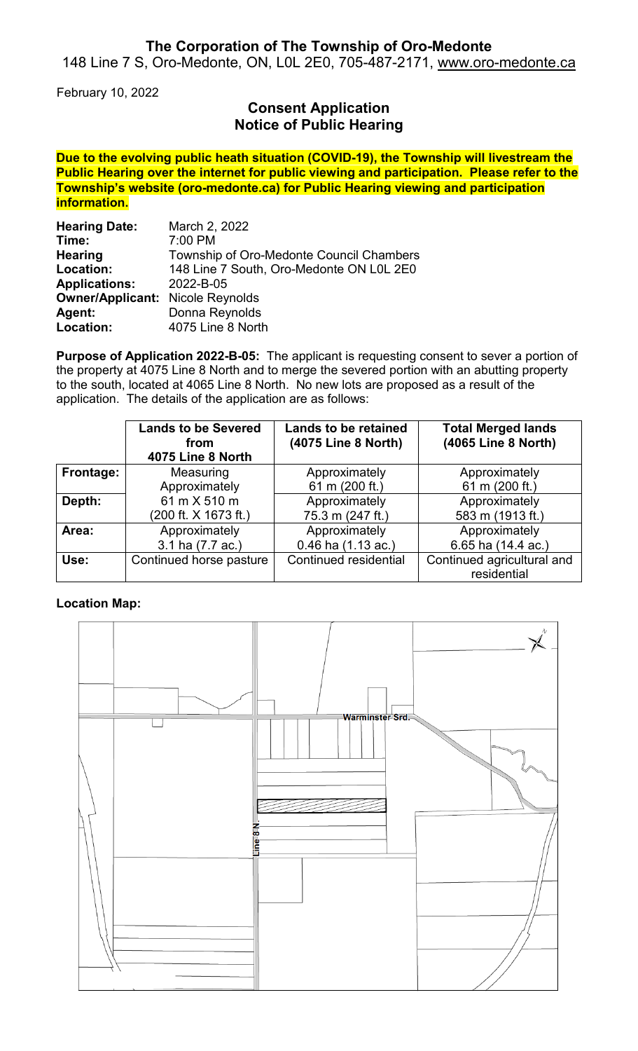**The Corporation of The Township of Oro-Medonte**
148 Line 7 S, Oro-Medonte, ON, L0L 2E0, 705-487-2171, www.oro-medonte.ca

February 10, 2022

## Consent Application
## Notice of Public Hearing

**Due to the evolving public heath situation (COVID-19), the Township will livestream the Public Hearing over the internet for public viewing and participation. Please refer to the Township's website (oro-medonte.ca) for Public Hearing viewing and participation information.**

**Hearing Date:** March 2, 2022
**Time:** 7:00 PM
**Hearing Location:** Township of Oro-Medonte Council Chambers, 148 Line 7 South, Oro-Medonte ON L0L 2E0
**Applications:** 2022-B-05
**Owner/Applicant:** Nicole Reynolds
**Agent:** Donna Reynolds
**Location:** 4075 Line 8 North

**Purpose of Application 2022-B-05:** The applicant is requesting consent to sever a portion of the property at 4075 Line 8 North and to merge the severed portion with an abutting property to the south, located at 4065 Line 8 North. No new lots are proposed as a result of the application. The details of the application are as follows:

| | Lands to be Severed from 4075 Line 8 North | Lands to be retained (4075 Line 8 North) | Total Merged lands (4065 Line 8 North) |
|---|---|---|---|
| **Frontage:** | Measuring Approximately 61 m X 510 m (200 ft. X 1673 ft.) | Approximately 61 m (200 ft.) | Approximately 61 m (200 ft.) |
| **Depth:** | | Approximately 75.3 m (247 ft.) | Approximately 583 m (1913 ft.) |
| **Area:** | Approximately 3.1 ha (7.7 ac.) | Approximately 0.46 ha (1.13 ac.) | Approximately 6.65 ha (14.4 ac.) |
| **Use:** | Continued horse pasture | Continued residential | Continued agricultural and residential |

**Location Map:**

Warminster Srd.

Line 8 N.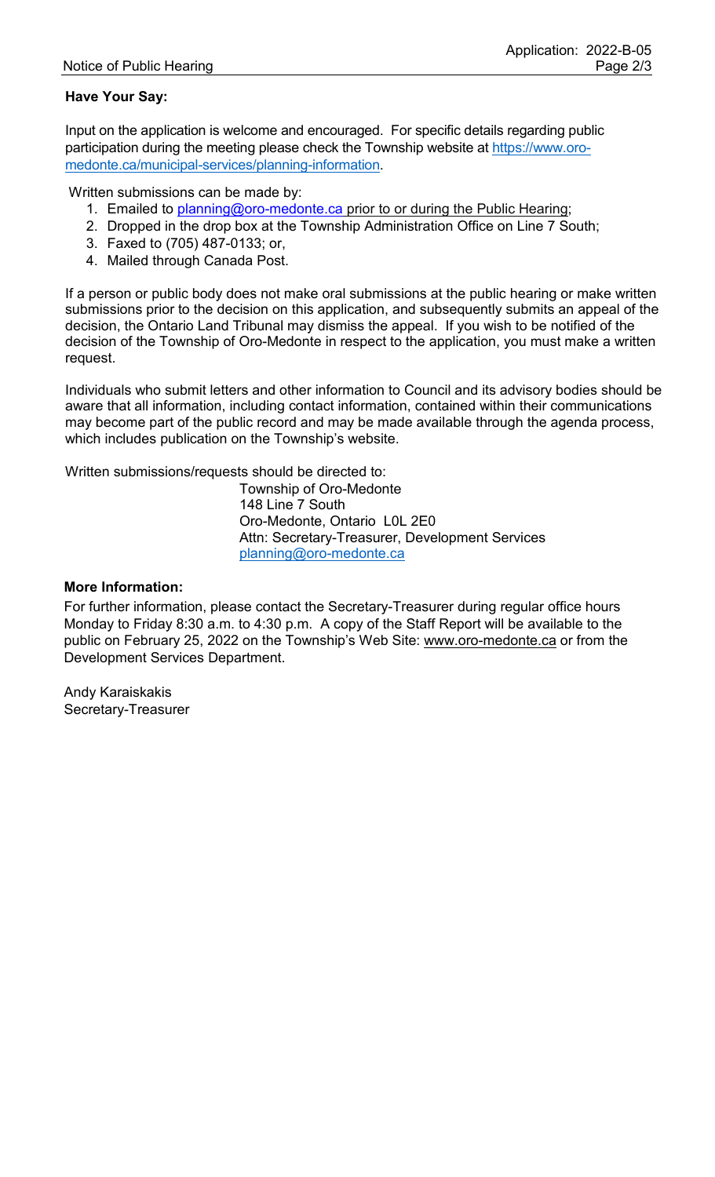**Have Your Say:**

Input on the application is welcome and encouraged. For specific details regarding public participation during the meeting please check the Township website at https://www.oro-medonte.ca/municipal-services/planning-information.

Written submissions can be made by:

1. Emailed to planning@oro-medonte.ca prior to or during the Public Hearing;
2. Dropped in the drop box at the Township Administration Office on Line 7 South;
3. Faxed to (705) 487-0133; or,
4. Mailed through Canada Post.

If a person or public body does not make oral submissions at the public hearing or make written submissions prior to the decision on this application, and subsequently submits an appeal of the decision, the Ontario Land Tribunal may dismiss the appeal. If you wish to be notified of the decision of the Township of Oro-Medonte in respect to the application, you must make a written request.

Individuals who submit letters and other information to Council and its advisory bodies should be aware that all information, including contact information, contained within their communications may become part of the public record and may be made available through the agenda process, which includes publication on the Township's website.

Written submissions/requests should be directed to:

Township of Oro-Medonte
148 Line 7 South
Oro-Medonte, Ontario L0L 2E0
Attn: Secretary-Treasurer, Development Services
planning@oro-medonte.ca

**More Information:**

For further information, please contact the Secretary-Treasurer during regular office hours Monday to Friday 8:30 a.m. to 4:30 p.m. A copy of the Staff Report will be available to the public on February 25, 2022 on the Township's Web Site: www.oro-medonte.ca or from the Development Services Department.

Andy Karaiskakis
Secretary-Treasurer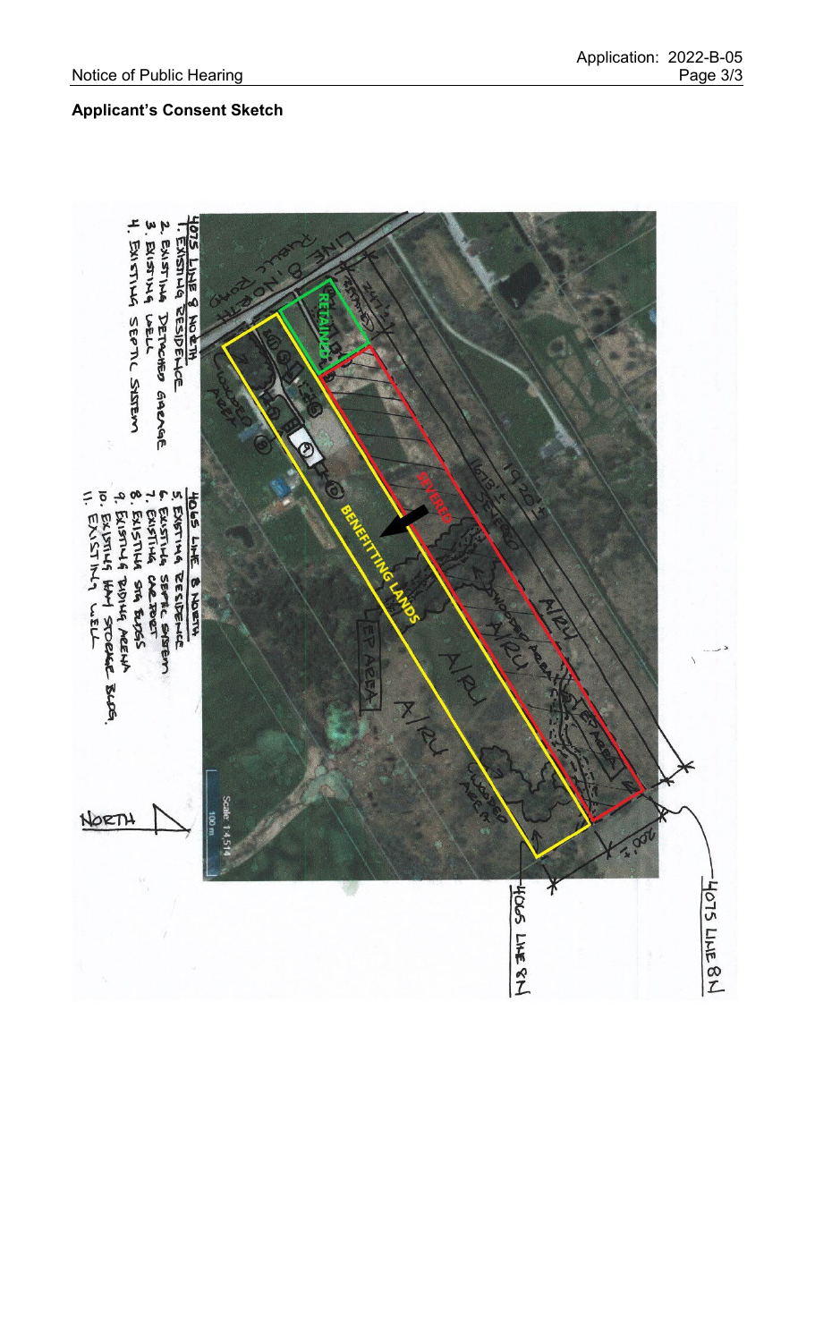**Applicant's Consent Sketch**

4075 LINE 8 NORTH
1. EXISTING RESIDENCE
2. EXISTING DETACHED GARAGE
3. EXISTING WELL
4. EXISTING SEPTIC SYSTEM

4065 LINE 8 NORTH
5. EXISTING RESIDENCE
6. EXISTING SEPTIC SYSTEM
7. EXISTING CARPORT
8. EXISTING STG BLDGS
9. EXISTING RIDING ARENA
10. EXISTING HAY STORAGE BLDG.
11. EXISTING WELL

LINE 8 NORTH PUBLIC ROAD

RETAINED

SEVERED

BENEFITTING LANDS

A/RU

EP AREA

WOODED AREA

NORTH

Scale: 1:4,514
100 m

4075 LINE 8N

4065 LINE 8N